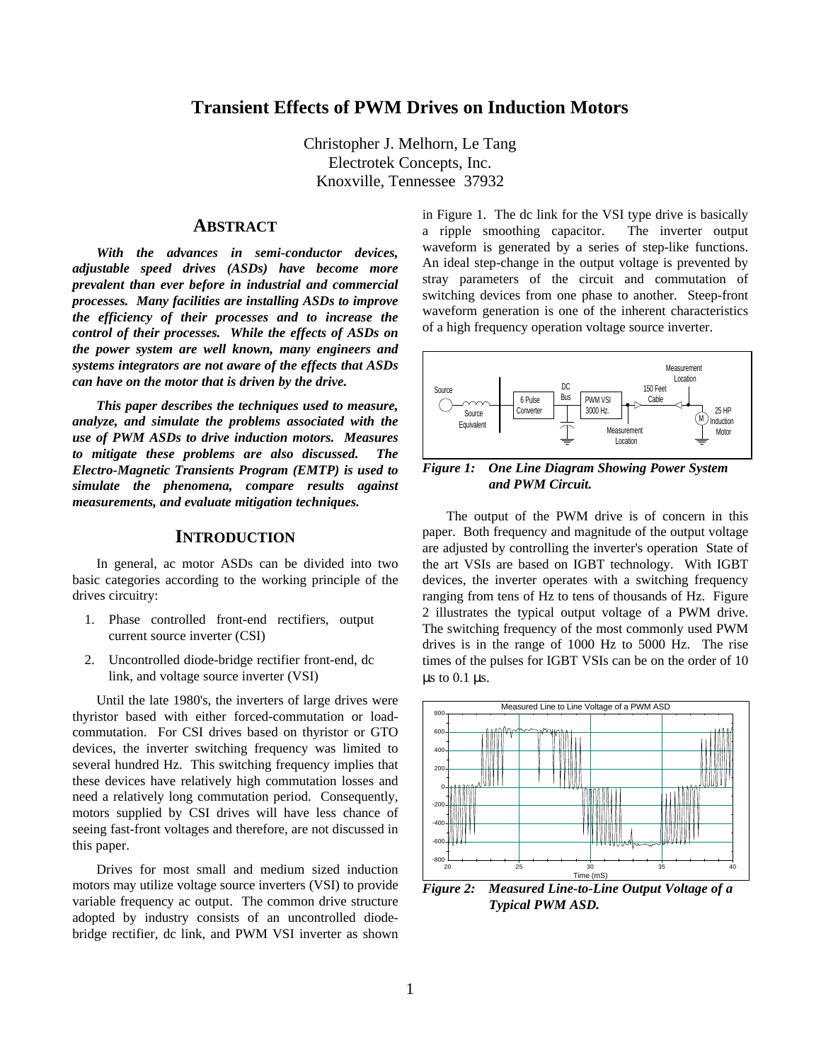# Transient Effects of PWM Drives on Induction Motors

Christopher J. Melhorn, Le Tang
Electrotek Concepts, Inc.
Knoxville, Tennessee 37932

## ABSTRACT

***With the advances in semi-conductor devices, adjustable speed drives (ASDs) have become more prevalent than ever before in industrial and commercial processes. Many facilities are installing ASDs to improve the efficiency of their processes and to increase the control of their processes. While the effects of ASDs on the power system are well known, many engineers and systems integrators are not aware of the effects that ASDs can have on the motor that is driven by the drive.***

***This paper describes the techniques used to measure, analyze, and simulate the problems associated with the use of PWM ASDs to drive induction motors. Measures to mitigate these problems are also discussed. The Electro-Magnetic Transients Program (EMTP) is used to simulate the phenomena, compare results against measurements, and evaluate mitigation techniques.***

## INTRODUCTION

In general, ac motor ASDs can be divided into two basic categories according to the working principle of the drives circuitry:

1. Phase controlled front-end rectifiers, output current source inverter (CSI)
2. Uncontrolled diode-bridge rectifier front-end, dc link, and voltage source inverter (VSI)

Until the late 1980's, the inverters of large drives were thyristor based with either forced-commutation or load-commutation. For CSI drives based on thyristor or GTO devices, the inverter switching frequency was limited to several hundred Hz. This switching frequency implies that these devices have relatively high commutation losses and need a relatively long commutation period. Consequently, motors supplied by CSI drives will have less chance of seeing fast-front voltages and therefore, are not discussed in this paper.

Drives for most small and medium sized induction motors may utilize voltage source inverters (VSI) to provide variable frequency ac output. The common drive structure adopted by industry consists of an uncontrolled diode-bridge rectifier, dc link, and PWM VSI inverter as shown in Figure 1. The dc link for the VSI type drive is basically a ripple smoothing capacitor. The inverter output waveform is generated by a series of step-like functions. An ideal step-change in the output voltage is prevented by stray parameters of the circuit and commutation of switching devices from one phase to another. Steep-front waveform generation is one of the inherent characteristics of a high frequency operation voltage source inverter.

***Figure 1: One Line Diagram Showing Power System and PWM Circuit.***

The output of the PWM drive is of concern in this paper. Both frequency and magnitude of the output voltage are adjusted by controlling the inverter's operation State of the art VSIs are based on IGBT technology. With IGBT devices, the inverter operates with a switching frequency ranging from tens of Hz to tens of thousands of Hz. Figure 2 illustrates the typical output voltage of a PWM drive. The switching frequency of the most commonly used PWM drives is in the range of 1000 Hz to 5000 Hz. The rise times of the pulses for IGBT VSIs can be on the order of 10 μs to 0.1 μs.

***Figure 2: Measured Line-to-Line Output Voltage of a Typical PWM ASD.***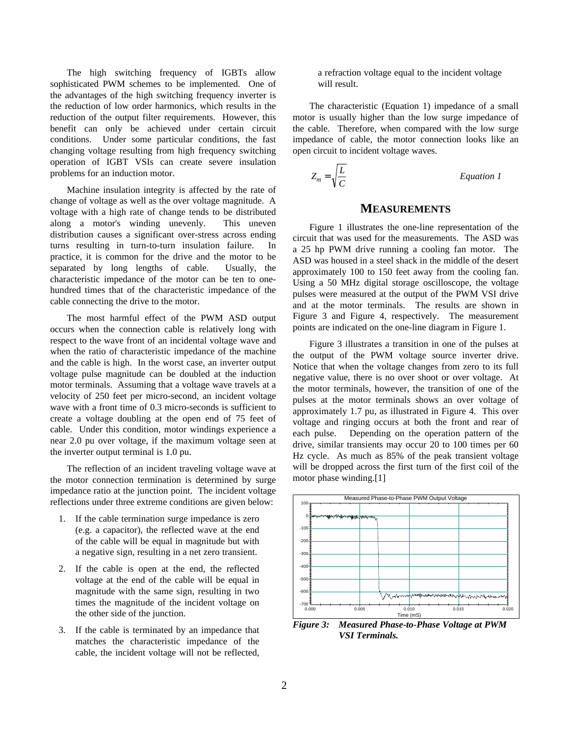The high switching frequency of IGBTs allow sophisticated PWM schemes to be implemented. One of the advantages of the high switching frequency inverter is the reduction of low order harmonics, which results in the reduction of the output filter requirements. However, this benefit can only be achieved under certain circuit conditions. Under some particular conditions, the fast changing voltage resulting from high frequency switching operation of IGBT VSIs can create severe insulation problems for an induction motor.

Machine insulation integrity is affected by the rate of change of voltage as well as the over voltage magnitude. A voltage with a high rate of change tends to be distributed along a motor's winding unevenly. This uneven distribution causes a significant over-stress across ending turns resulting in turn-to-turn insulation failure. In practice, it is common for the drive and the motor to be separated by long lengths of cable. Usually, the characteristic impedance of the motor can be ten to one-hundred times that of the characteristic impedance of the cable connecting the drive to the motor.

The most harmful effect of the PWM ASD output occurs when the connection cable is relatively long with respect to the wave front of an incidental voltage wave and when the ratio of characteristic impedance of the machine and the cable is high. In the worst case, an inverter output voltage pulse magnitude can be doubled at the induction motor terminals. Assuming that a voltage wave travels at a velocity of 250 feet per micro-second, an incident voltage wave with a front time of 0.3 micro-seconds is sufficient to create a voltage doubling at the open end of 75 feet of cable. Under this condition, motor windings experience a near 2.0 pu over voltage, if the maximum voltage seen at the inverter output terminal is 1.0 pu.

The reflection of an incident traveling voltage wave at the motor connection termination is determined by surge impedance ratio at the junction point. The incident voltage reflections under three extreme conditions are given below:

1. If the cable termination surge impedance is zero (e.g. a capacitor), the reflected wave at the end of the cable will be equal in magnitude but with a negative sign, resulting in a net zero transient.
2. If the cable is open at the end, the reflected voltage at the end of the cable will be equal in magnitude with the same sign, resulting in two times the magnitude of the incident voltage on the other side of the junction.
3. If the cable is terminated by an impedance that matches the characteristic impedance of the cable, the incident voltage will not be reflected, a refraction voltage equal to the incident voltage will result.

The characteristic (Equation 1) impedance of a small motor is usually higher than the low surge impedance of the cable. Therefore, when compared with the low surge impedance of cable, the motor connection looks like an open circuit to incident voltage waves.

$$Z_m = \sqrt{\frac{L}{C}} \qquad \textit{Equation 1}$$

## MEASUREMENTS

Figure 1 illustrates the one-line representation of the circuit that was used for the measurements. The ASD was a 25 hp PWM drive running a cooling fan motor. The ASD was housed in a steel shack in the middle of the desert approximately 100 to 150 feet away from the cooling fan. Using a 50 MHz digital storage oscilloscope, the voltage pulses were measured at the output of the PWM VSI drive and at the motor terminals. The results are shown in Figure 3 and Figure 4, respectively. The measurement points are indicated on the one-line diagram in Figure 1.

Figure 3 illustrates a transition in one of the pulses at the output of the PWM voltage source inverter drive. Notice that when the voltage changes from zero to its full negative value, there is no over shoot or over voltage. At the motor terminals, however, the transition of one of the pulses at the motor terminals shows an over voltage of approximately 1.7 pu, as illustrated in Figure 4. This over voltage and ringing occurs at both the front and rear of each pulse. Depending on the operation pattern of the drive, similar transients may occur 20 to 100 times per 60 Hz cycle. As much as 85% of the peak transient voltage will be dropped across the first turn of the first coil of the motor phase winding.[1]

***Figure 3: Measured Phase-to-Phase Voltage at PWM VSI Terminals.***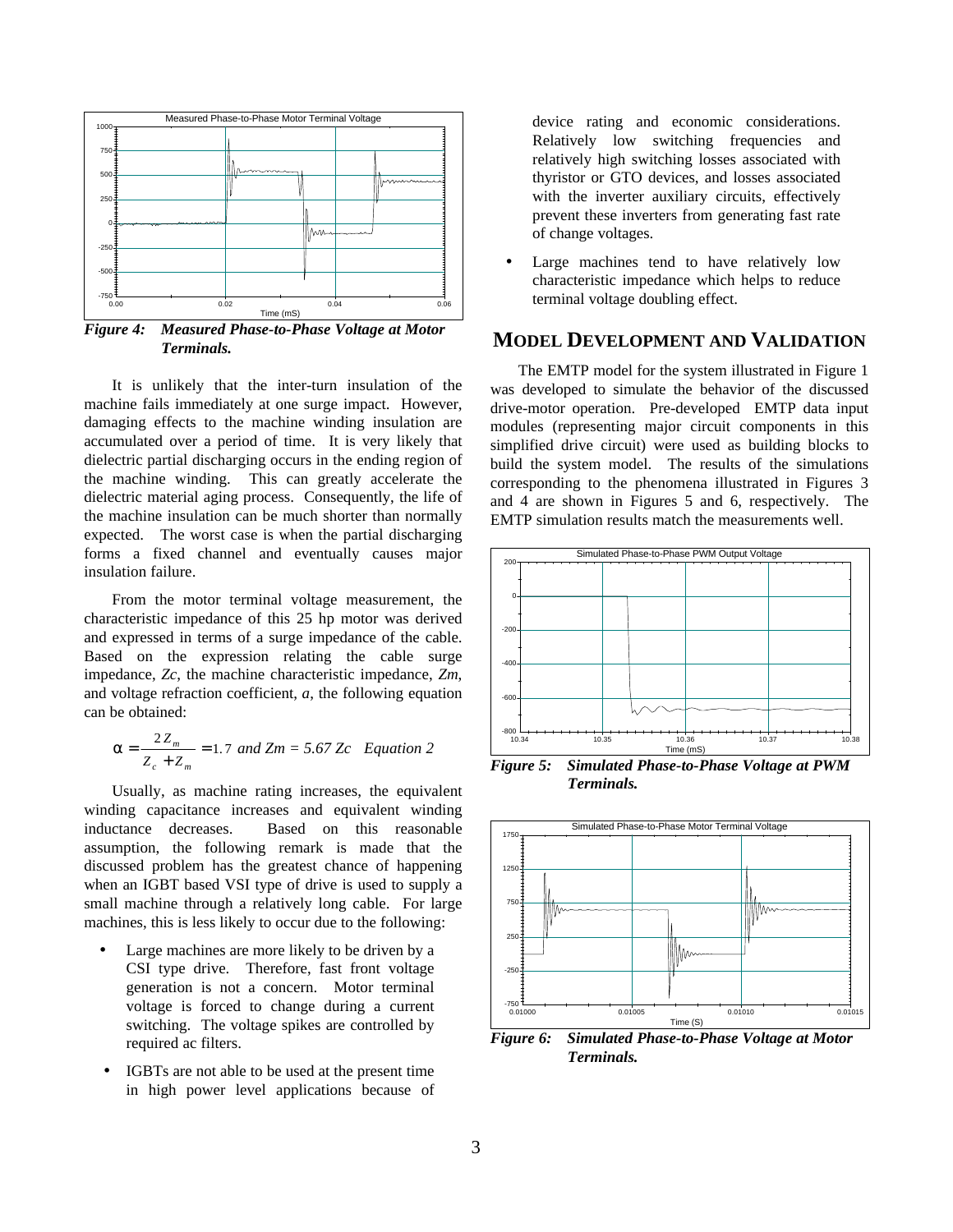*Figure 4: Measured Phase-to-Phase Voltage at Motor Terminals.*

It is unlikely that the inter-turn insulation of the machine fails immediately at one surge impact. However, damaging effects to the machine winding insulation are accumulated over a period of time. It is very likely that dielectric partial discharging occurs in the ending region of the machine winding. This can greatly accelerate the dielectric material aging process. Consequently, the life of the machine insulation can be much shorter than normally expected. The worst case is when the partial discharging forms a fixed channel and eventually causes major insulation failure.

From the motor terminal voltage measurement, the characteristic impedance of this 25 hp motor was derived and expressed in terms of a surge impedance of the cable. Based on the expression relating the cable surge impedance, *Zc*, the machine characteristic impedance, *Zm*, and voltage refraction coefficient, *a*, the following equation can be obtained:

$$\alpha = \frac{2Z_m}{Z_c + Z_m} = 1.7 \text{ and } Zm = 5.67\, Zc \quad \text{Equation 2}$$

Usually, as machine rating increases, the equivalent winding capacitance increases and equivalent winding inductance decreases. Based on this reasonable assumption, the following remark is made that the discussed problem has the greatest chance of happening when an IGBT based VSI type of drive is used to supply a small machine through a relatively long cable. For large machines, this is less likely to occur due to the following:

- Large machines are more likely to be driven by a CSI type drive. Therefore, fast front voltage generation is not a concern. Motor terminal voltage is forced to change during a current switching. The voltage spikes are controlled by required ac filters.
- IGBTs are not able to be used at the present time in high power level applications because of device rating and economic considerations. Relatively low switching frequencies and relatively high switching losses associated with thyristor or GTO devices, and losses associated with the inverter auxiliary circuits, effectively prevent these inverters from generating fast rate of change voltages.
- Large machines tend to have relatively low characteristic impedance which helps to reduce terminal voltage doubling effect.

## MODEL DEVELOPMENT AND VALIDATION

The EMTP model for the system illustrated in Figure 1 was developed to simulate the behavior of the discussed drive-motor operation. Pre-developed EMTP data input modules (representing major circuit components in this simplified drive circuit) were used as building blocks to build the system model. The results of the simulations corresponding to the phenomena illustrated in Figures 3 and 4 are shown in Figures 5 and 6, respectively. The EMTP simulation results match the measurements well.

*Figure 5: Simulated Phase-to-Phase Voltage at PWM Terminals.*

*Figure 6: Simulated Phase-to-Phase Voltage at Motor Terminals.*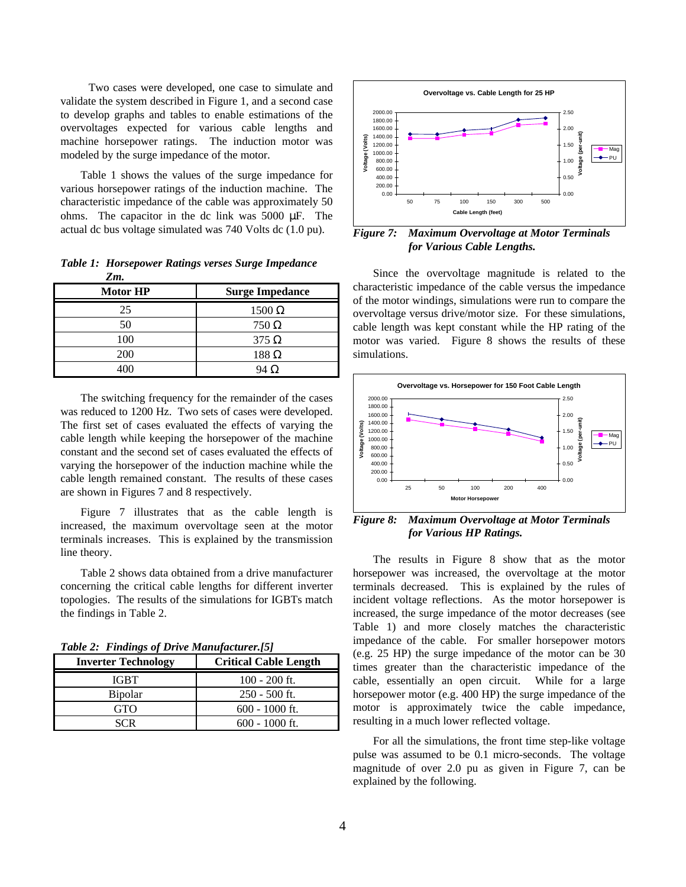Two cases were developed, one case to simulate and validate the system described in Figure 1, and a second case to develop graphs and tables to enable estimations of the overvoltages expected for various cable lengths and machine horsepower ratings. The induction motor was modeled by the surge impedance of the motor.

Table 1 shows the values of the surge impedance for various horsepower ratings of the induction machine. The characteristic impedance of the cable was approximately 50 ohms. The capacitor in the dc link was 5000 µF. The actual dc bus voltage simulated was 740 Volts dc (1.0 pu).

***Table 1: Horsepower Ratings verses Surge Impedance Zm.***

| Motor HP | Surge Impedance |
|---|---|
| 25 | 1500 Ω |
| 50 | 750 Ω |
| 100 | 375 Ω |
| 200 | 188 Ω |
| 400 | 94 Ω |

The switching frequency for the remainder of the cases was reduced to 1200 Hz. Two sets of cases were developed. The first set of cases evaluated the effects of varying the cable length while keeping the horsepower of the machine constant and the second set of cases evaluated the effects of varying the horsepower of the induction machine while the cable length remained constant. The results of these cases are shown in Figures 7 and 8 respectively.

Figure 7 illustrates that as the cable length is increased, the maximum overvoltage seen at the motor terminals increases. This is explained by the transmission line theory.

Table 2 shows data obtained from a drive manufacturer concerning the critical cable lengths for different inverter topologies. The results of the simulations for IGBTs match the findings in Table 2.

***Table 2: Findings of Drive Manufacturer.[5]***

| Inverter Technology | Critical Cable Length |
|---|---|
| IGBT | 100 - 200 ft. |
| Bipolar | 250 - 500 ft. |
| GTO | 600 - 1000 ft. |
| SCR | 600 - 1000 ft. |

***Figure 7: Maximum Overvoltage at Motor Terminals for Various Cable Lengths.***

Since the overvoltage magnitude is related to the characteristic impedance of the cable versus the impedance of the motor windings, simulations were run to compare the overvoltage versus drive/motor size. For these simulations, cable length was kept constant while the HP rating of the motor was varied. Figure 8 shows the results of these simulations.

***Figure 8: Maximum Overvoltage at Motor Terminals for Various HP Ratings.***

The results in Figure 8 show that as the motor horsepower was increased, the overvoltage at the motor terminals decreased. This is explained by the rules of incident voltage reflections. As the motor horsepower is increased, the surge impedance of the motor decreases (see Table 1) and more closely matches the characteristic impedance of the cable. For smaller horsepower motors (e.g. 25 HP) the surge impedance of the motor can be 30 times greater than the characteristic impedance of the cable, essentially an open circuit. While for a large horsepower motor (e.g. 400 HP) the surge impedance of the motor is approximately twice the cable impedance, resulting in a much lower reflected voltage.

For all the simulations, the front time step-like voltage pulse was assumed to be 0.1 micro-seconds. The voltage magnitude of over 2.0 pu as given in Figure 7, can be explained by the following.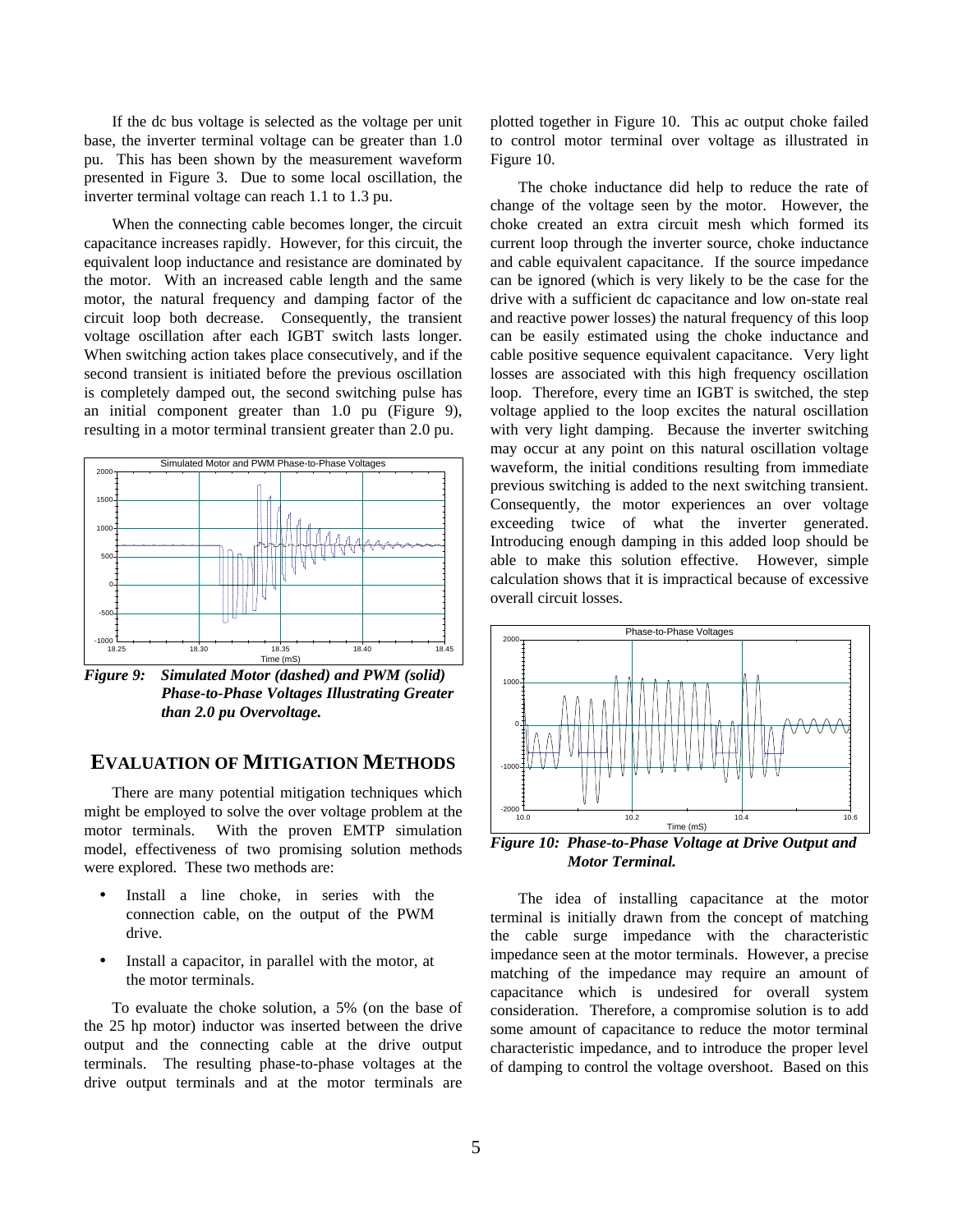If the dc bus voltage is selected as the voltage per unit base, the inverter terminal voltage can be greater than 1.0 pu. This has been shown by the measurement waveform presented in Figure 3. Due to some local oscillation, the inverter terminal voltage can reach 1.1 to 1.3 pu.

When the connecting cable becomes longer, the circuit capacitance increases rapidly. However, for this circuit, the equivalent loop inductance and resistance are dominated by the motor. With an increased cable length and the same motor, the natural frequency and damping factor of the circuit loop both decrease. Consequently, the transient voltage oscillation after each IGBT switch lasts longer. When switching action takes place consecutively, and if the second transient is initiated before the previous oscillation is completely damped out, the second switching pulse has an initial component greater than 1.0 pu (Figure 9), resulting in a motor terminal transient greater than 2.0 pu.

***Figure 9:*** ***Simulated Motor (dashed) and PWM (solid) Phase-to-Phase Voltages Illustrating Greater than 2.0 pu Overvoltage.***

## EVALUATION OF MITIGATION METHODS

There are many potential mitigation techniques which might be employed to solve the over voltage problem at the motor terminals. With the proven EMTP simulation model, effectiveness of two promising solution methods were explored. These two methods are:

- Install a line choke, in series with the connection cable, on the output of the PWM drive.
- Install a capacitor, in parallel with the motor, at the motor terminals.

To evaluate the choke solution, a 5% (on the base of the 25 hp motor) inductor was inserted between the drive output and the connecting cable at the drive output terminals. The resulting phase-to-phase voltages at the drive output terminals and at the motor terminals are plotted together in Figure 10. This ac output choke failed to control motor terminal over voltage as illustrated in Figure 10.

The choke inductance did help to reduce the rate of change of the voltage seen by the motor. However, the choke created an extra circuit mesh which formed its current loop through the inverter source, choke inductance and cable equivalent capacitance. If the source impedance can be ignored (which is very likely to be the case for the drive with a sufficient dc capacitance and low on-state real and reactive power losses) the natural frequency of this loop can be easily estimated using the choke inductance and cable positive sequence equivalent capacitance. Very light losses are associated with this high frequency oscillation loop. Therefore, every time an IGBT is switched, the step voltage applied to the loop excites the natural oscillation with very light damping. Because the inverter switching may occur at any point on this natural oscillation voltage waveform, the initial conditions resulting from immediate previous switching is added to the next switching transient. Consequently, the motor experiences an over voltage exceeding twice of what the inverter generated. Introducing enough damping in this added loop should be able to make this solution effective. However, simple calculation shows that it is impractical because of excessive overall circuit losses.

***Figure 10:*** ***Phase-to-Phase Voltage at Drive Output and Motor Terminal.***

The idea of installing capacitance at the motor terminal is initially drawn from the concept of matching the cable surge impedance with the characteristic impedance seen at the motor terminals. However, a precise matching of the impedance may require an amount of capacitance which is undesired for overall system consideration. Therefore, a compromise solution is to add some amount of capacitance to reduce the motor terminal characteristic impedance, and to introduce the proper level of damping to control the voltage overshoot. Based on this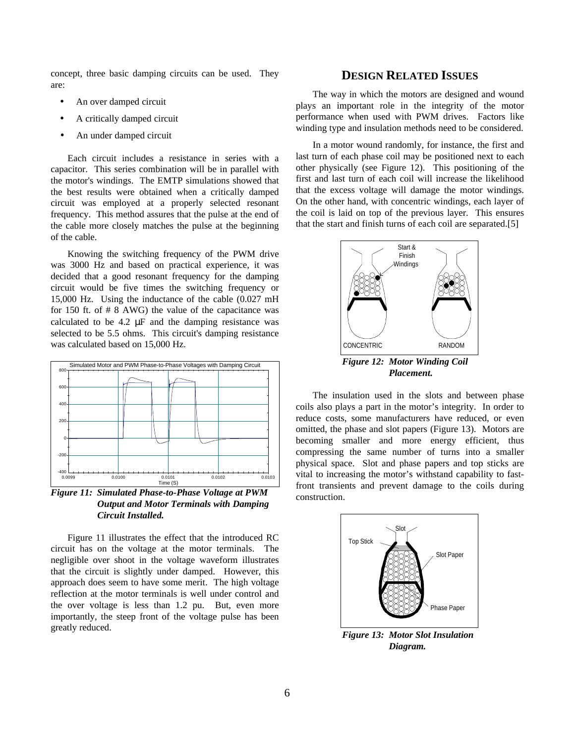concept, three basic damping circuits can be used. They are:

- An over damped circuit
- A critically damped circuit
- An under damped circuit

Each circuit includes a resistance in series with a capacitor. This series combination will be in parallel with the motor's windings. The EMTP simulations showed that the best results were obtained when a critically damped circuit was employed at a properly selected resonant frequency. This method assures that the pulse at the end of the cable more closely matches the pulse at the beginning of the cable.

Knowing the switching frequency of the PWM drive was 3000 Hz and based on practical experience, it was decided that a good resonant frequency for the damping circuit would be five times the switching frequency or 15,000 Hz. Using the inductance of the cable (0.027 mH for 150 ft. of # 8 AWG) the value of the capacitance was calculated to be 4.2 μF and the damping resistance was selected to be 5.5 ohms. This circuit's damping resistance was calculated based on 15,000 Hz.

***Figure 11: Simulated Phase-to-Phase Voltage at PWM Output and Motor Terminals with Damping Circuit Installed.***

Figure 11 illustrates the effect that the introduced RC circuit has on the voltage at the motor terminals. The negligible over shoot in the voltage waveform illustrates that the circuit is slightly under damped. However, this approach does seem to have some merit. The high voltage reflection at the motor terminals is well under control and the over voltage is less than 1.2 pu. But, even more importantly, the steep front of the voltage pulse has been greatly reduced.

## DESIGN RELATED ISSUES

The way in which the motors are designed and wound plays an important role in the integrity of the motor performance when used with PWM drives. Factors like winding type and insulation methods need to be considered.

In a motor wound randomly, for instance, the first and last turn of each phase coil may be positioned next to each other physically (see Figure 12). This positioning of the first and last turn of each coil will increase the likelihood that the excess voltage will damage the motor windings. On the other hand, with concentric windings, each layer of the coil is laid on top of the previous layer. This ensures that the start and finish turns of each coil are separated.[5]

***Figure 12: Motor Winding Coil Placement.***

The insulation used in the slots and between phase coils also plays a part in the motor's integrity. In order to reduce costs, some manufacturers have reduced, or even omitted, the phase and slot papers (Figure 13). Motors are becoming smaller and more energy efficient, thus compressing the same number of turns into a smaller physical space. Slot and phase papers and top sticks are vital to increasing the motor's withstand capability to fast-front transients and prevent damage to the coils during construction.

***Figure 13: Motor Slot Insulation Diagram.***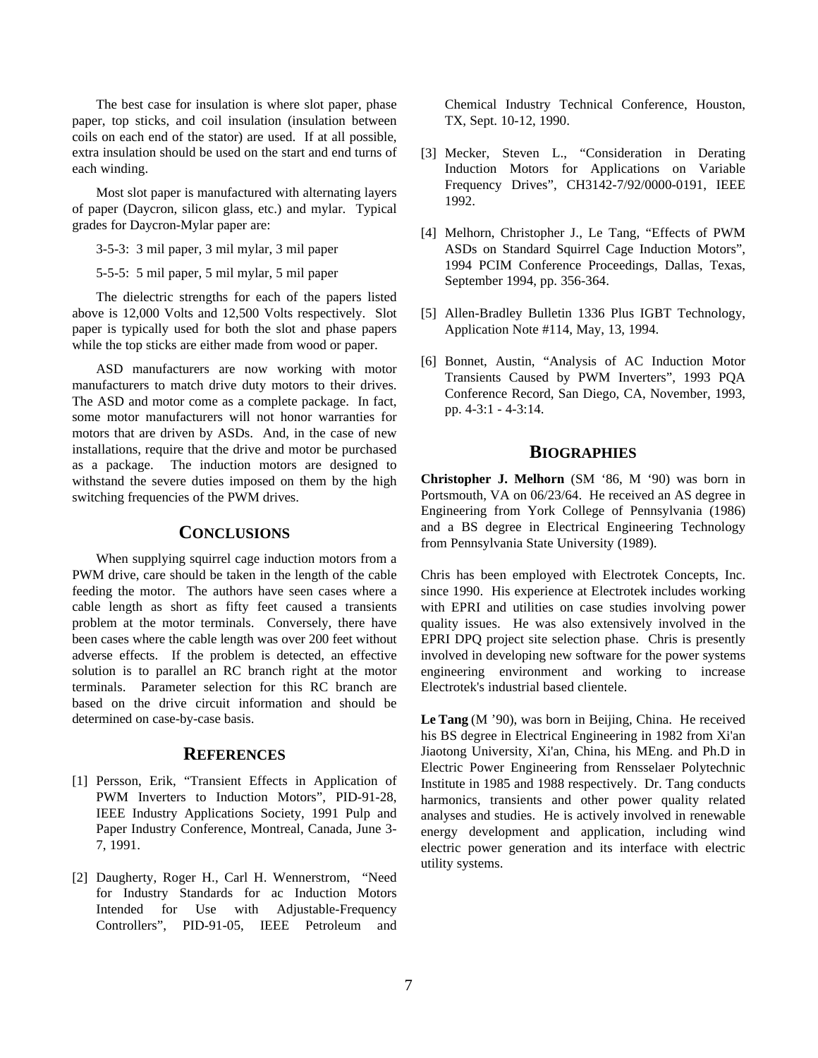The best case for insulation is where slot paper, phase paper, top sticks, and coil insulation (insulation between coils on each end of the stator) are used. If at all possible, extra insulation should be used on the start and end turns of each winding.

Most slot paper is manufactured with alternating layers of paper (Daycron, silicon glass, etc.) and mylar. Typical grades for Daycron-Mylar paper are:

3-5-3: 3 mil paper, 3 mil mylar, 3 mil paper

5-5-5: 5 mil paper, 5 mil mylar, 5 mil paper

The dielectric strengths for each of the papers listed above is 12,000 Volts and 12,500 Volts respectively. Slot paper is typically used for both the slot and phase papers while the top sticks are either made from wood or paper.

ASD manufacturers are now working with motor manufacturers to match drive duty motors to their drives. The ASD and motor come as a complete package. In fact, some motor manufacturers will not honor warranties for motors that are driven by ASDs. And, in the case of new installations, require that the drive and motor be purchased as a package. The induction motors are designed to withstand the severe duties imposed on them by the high switching frequencies of the PWM drives.

## CONCLUSIONS

When supplying squirrel cage induction motors from a PWM drive, care should be taken in the length of the cable feeding the motor. The authors have seen cases where a cable length as short as fifty feet caused a transients problem at the motor terminals. Conversely, there have been cases where the cable length was over 200 feet without adverse effects. If the problem is detected, an effective solution is to parallel an RC branch right at the motor terminals. Parameter selection for this RC branch are based on the drive circuit information and should be determined on case-by-case basis.

## REFERENCES

[1] Persson, Erik, "Transient Effects in Application of PWM Inverters to Induction Motors", PID-91-28, IEEE Industry Applications Society, 1991 Pulp and Paper Industry Conference, Montreal, Canada, June 3-7, 1991.

[2] Daugherty, Roger H., Carl H. Wennerstrom, "Need for Industry Standards for ac Induction Motors Intended for Use with Adjustable-Frequency Controllers", PID-91-05, IEEE Petroleum and Chemical Industry Technical Conference, Houston, TX, Sept. 10-12, 1990.

[3] Mecker, Steven L., "Consideration in Derating Induction Motors for Applications on Variable Frequency Drives", CH3142-7/92/0000-0191, IEEE 1992.

[4] Melhorn, Christopher J., Le Tang, "Effects of PWM ASDs on Standard Squirrel Cage Induction Motors", 1994 PCIM Conference Proceedings, Dallas, Texas, September 1994, pp. 356-364.

[5] Allen-Bradley Bulletin 1336 Plus IGBT Technology, Application Note #114, May, 13, 1994.

[6] Bonnet, Austin, "Analysis of AC Induction Motor Transients Caused by PWM Inverters", 1993 PQA Conference Record, San Diego, CA, November, 1993, pp. 4-3:1 - 4-3:14.

## BIOGRAPHIES

**Christopher J. Melhorn** (SM '86, M '90) was born in Portsmouth, VA on 06/23/64. He received an AS degree in Engineering from York College of Pennsylvania (1986) and a BS degree in Electrical Engineering Technology from Pennsylvania State University (1989).

Chris has been employed with Electrotek Concepts, Inc. since 1990. His experience at Electrotek includes working with EPRI and utilities on case studies involving power quality issues. He was also extensively involved in the EPRI DPQ project site selection phase. Chris is presently involved in developing new software for the power systems engineering environment and working to increase Electrotek's industrial based clientele.

**Le Tang** (M '90), was born in Beijing, China. He received his BS degree in Electrical Engineering in 1982 from Xi'an Jiaotong University, Xi'an, China, his MEng. and Ph.D in Electric Power Engineering from Rensselaer Polytechnic Institute in 1985 and 1988 respectively. Dr. Tang conducts harmonics, transients and other power quality related analyses and studies. He is actively involved in renewable energy development and application, including wind electric power generation and its interface with electric utility systems.